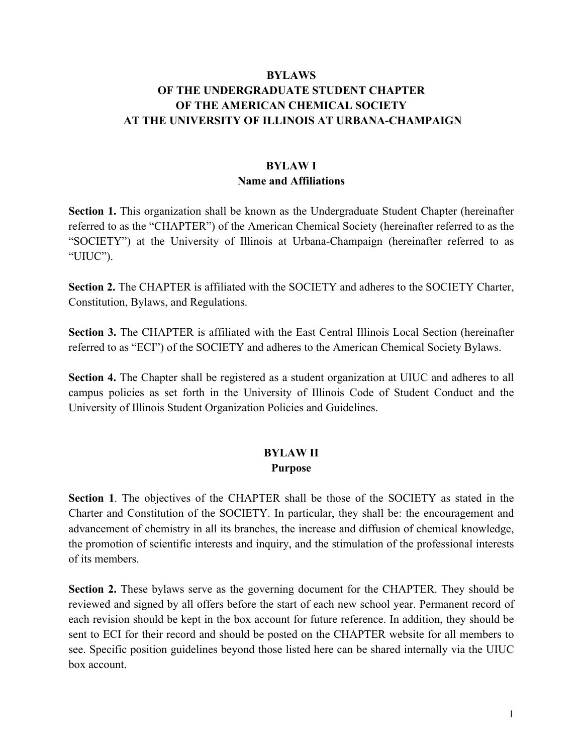# BYLAWS
# OF THE UNDERGRADUATE STUDENT CHAPTER
# OF THE AMERICAN CHEMICAL SOCIETY
# AT THE UNIVERSITY OF ILLINOIS AT URBANA-CHAMPAIGN

## BYLAW I
## Name and Affiliations

**Section 1.** This organization shall be known as the Undergraduate Student Chapter (hereinafter referred to as the "CHAPTER") of the American Chemical Society (hereinafter referred to as the "SOCIETY") at the University of Illinois at Urbana-Champaign (hereinafter referred to as "UIUC").

**Section 2.** The CHAPTER is affiliated with the SOCIETY and adheres to the SOCIETY Charter, Constitution, Bylaws, and Regulations.

**Section 3.** The CHAPTER is affiliated with the East Central Illinois Local Section (hereinafter referred to as "ECI") of the SOCIETY and adheres to the American Chemical Society Bylaws.

**Section 4.** The Chapter shall be registered as a student organization at UIUC and adheres to all campus policies as set forth in the University of Illinois Code of Student Conduct and the University of Illinois Student Organization Policies and Guidelines.

## BYLAW II
## Purpose

**Section 1**. The objectives of the CHAPTER shall be those of the SOCIETY as stated in the Charter and Constitution of the SOCIETY. In particular, they shall be: the encouragement and advancement of chemistry in all its branches, the increase and diffusion of chemical knowledge, the promotion of scientific interests and inquiry, and the stimulation of the professional interests of its members.

**Section 2.** These bylaws serve as the governing document for the CHAPTER. They should be reviewed and signed by all offers before the start of each new school year. Permanent record of each revision should be kept in the box account for future reference. In addition, they should be sent to ECI for their record and should be posted on the CHAPTER website for all members to see. Specific position guidelines beyond those listed here can be shared internally via the UIUC box account.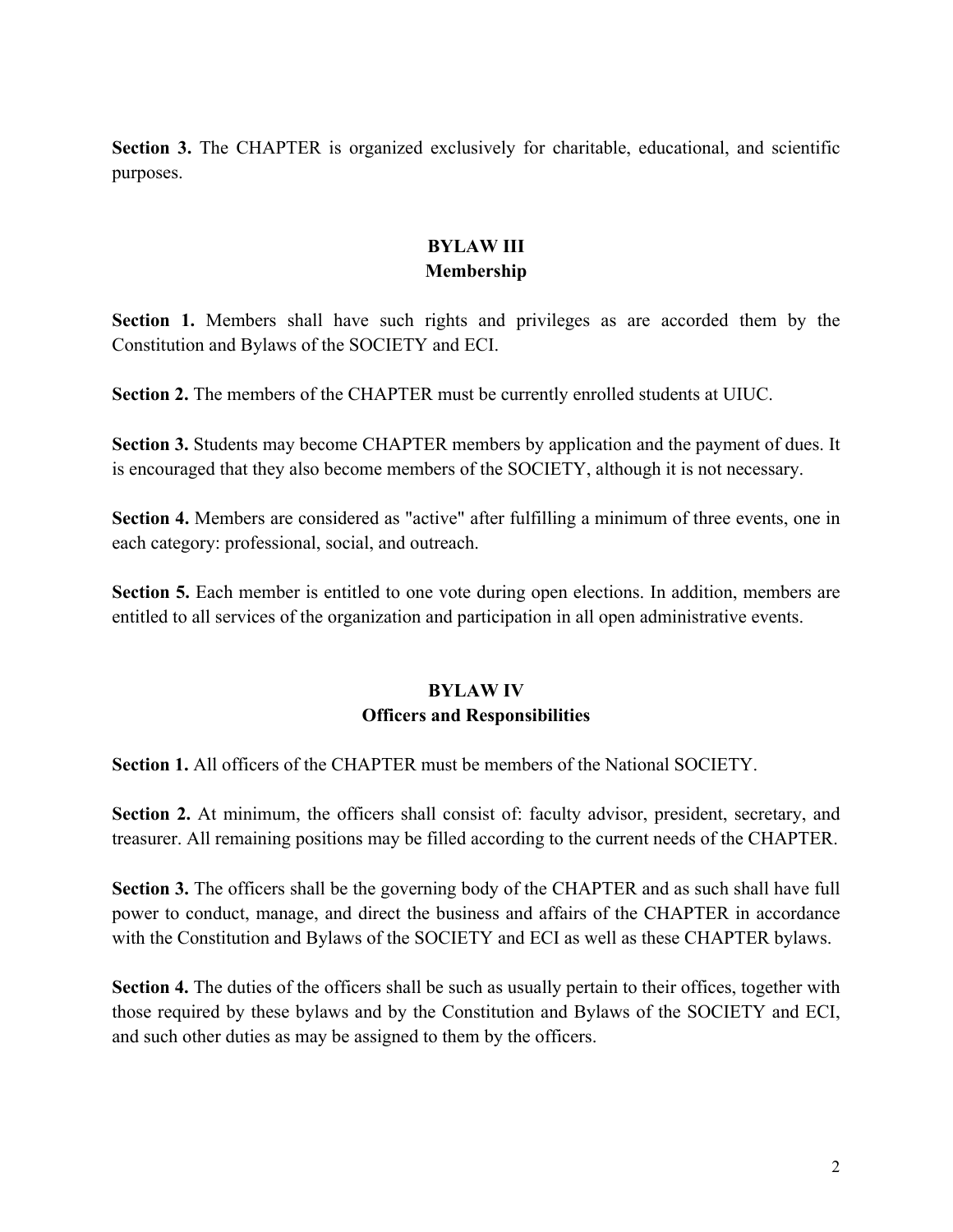**Section 3.** The CHAPTER is organized exclusively for charitable, educational, and scientific purposes.

## BYLAW III
## Membership

**Section 1.** Members shall have such rights and privileges as are accorded them by the Constitution and Bylaws of the SOCIETY and ECI.

**Section 2.** The members of the CHAPTER must be currently enrolled students at UIUC.

**Section 3.** Students may become CHAPTER members by application and the payment of dues. It is encouraged that they also become members of the SOCIETY, although it is not necessary.

**Section 4.** Members are considered as "active" after fulfilling a minimum of three events, one in each category: professional, social, and outreach.

**Section 5.** Each member is entitled to one vote during open elections. In addition, members are entitled to all services of the organization and participation in all open administrative events.

## BYLAW IV
## Officers and Responsibilities

**Section 1.** All officers of the CHAPTER must be members of the National SOCIETY.

**Section 2.** At minimum, the officers shall consist of: faculty advisor, president, secretary, and treasurer. All remaining positions may be filled according to the current needs of the CHAPTER.

**Section 3.** The officers shall be the governing body of the CHAPTER and as such shall have full power to conduct, manage, and direct the business and affairs of the CHAPTER in accordance with the Constitution and Bylaws of the SOCIETY and ECI as well as these CHAPTER bylaws.

**Section 4.** The duties of the officers shall be such as usually pertain to their offices, together with those required by these bylaws and by the Constitution and Bylaws of the SOCIETY and ECI, and such other duties as may be assigned to them by the officers.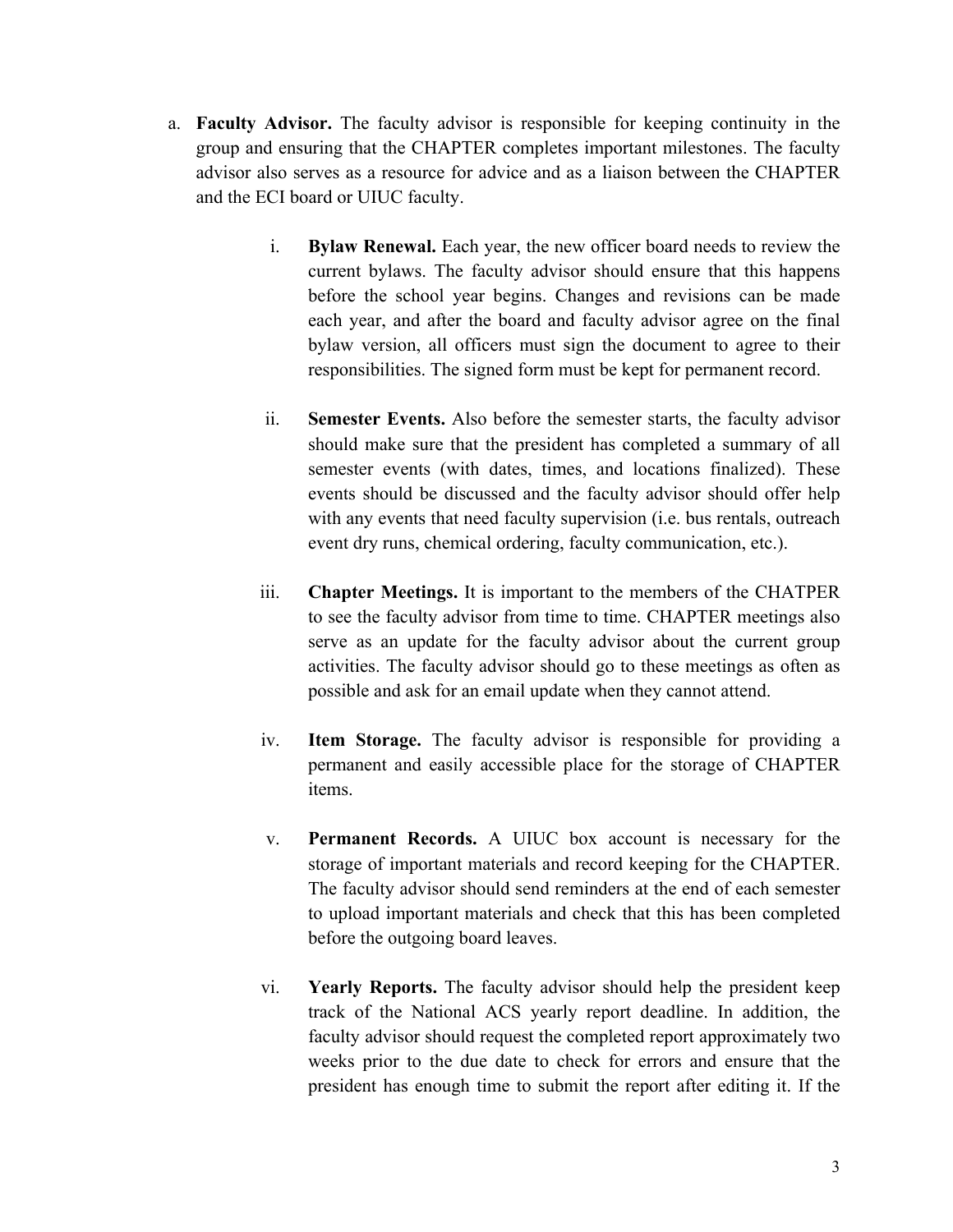a. **Faculty Advisor.** The faculty advisor is responsible for keeping continuity in the group and ensuring that the CHAPTER completes important milestones. The faculty advisor also serves as a resource for advice and as a liaison between the CHAPTER and the ECI board or UIUC faculty.

   i. **Bylaw Renewal.** Each year, the new officer board needs to review the current bylaws. The faculty advisor should ensure that this happens before the school year begins. Changes and revisions can be made each year, and after the board and faculty advisor agree on the final bylaw version, all officers must sign the document to agree to their responsibilities. The signed form must be kept for permanent record.

   ii. **Semester Events.** Also before the semester starts, the faculty advisor should make sure that the president has completed a summary of all semester events (with dates, times, and locations finalized). These events should be discussed and the faculty advisor should offer help with any events that need faculty supervision (i.e. bus rentals, outreach event dry runs, chemical ordering, faculty communication, etc.).

   iii. **Chapter Meetings.** It is important to the members of the CHATPER to see the faculty advisor from time to time. CHAPTER meetings also serve as an update for the faculty advisor about the current group activities. The faculty advisor should go to these meetings as often as possible and ask for an email update when they cannot attend.

   iv. **Item Storage.** The faculty advisor is responsible for providing a permanent and easily accessible place for the storage of CHAPTER items.

   v. **Permanent Records.** A UIUC box account is necessary for the storage of important materials and record keeping for the CHAPTER. The faculty advisor should send reminders at the end of each semester to upload important materials and check that this has been completed before the outgoing board leaves.

   vi. **Yearly Reports.** The faculty advisor should help the president keep track of the National ACS yearly report deadline. In addition, the faculty advisor should request the completed report approximately two weeks prior to the due date to check for errors and ensure that the president has enough time to submit the report after editing it. If the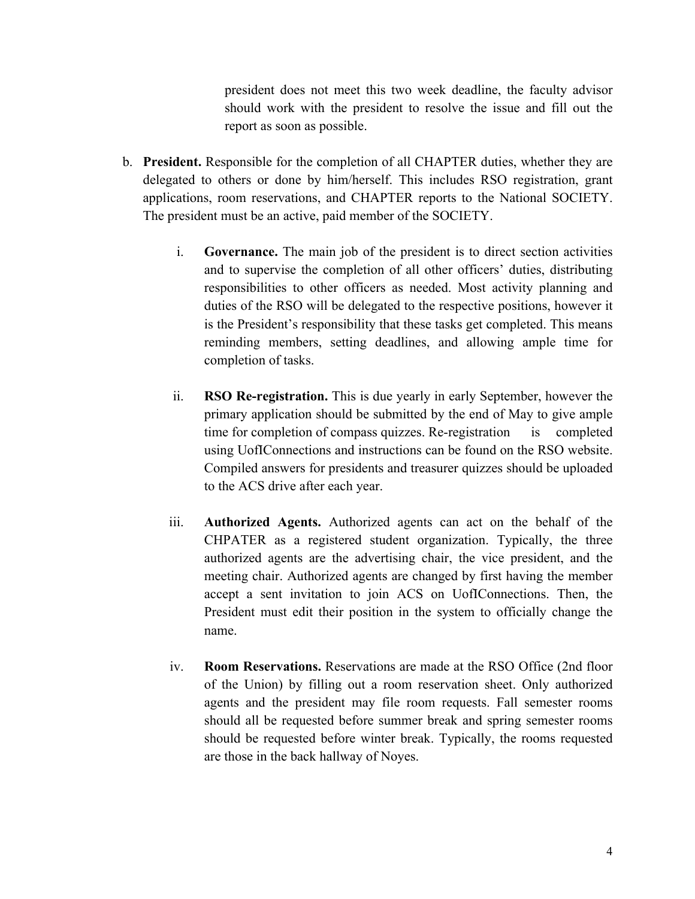president does not meet this two week deadline, the faculty advisor should work with the president to resolve the issue and fill out the report as soon as possible.

b. **President.** Responsible for the completion of all CHAPTER duties, whether they are delegated to others or done by him/herself. This includes RSO registration, grant applications, room reservations, and CHAPTER reports to the National SOCIETY. The president must be an active, paid member of the SOCIETY.

   i. **Governance.** The main job of the president is to direct section activities and to supervise the completion of all other officers' duties, distributing responsibilities to other officers as needed. Most activity planning and duties of the RSO will be delegated to the respective positions, however it is the President's responsibility that these tasks get completed. This means reminding members, setting deadlines, and allowing ample time for completion of tasks.

   ii. **RSO Re-registration.** This is due yearly in early September, however the primary application should be submitted by the end of May to give ample time for completion of compass quizzes. Re-registration is completed using UofIConnections and instructions can be found on the RSO website. Compiled answers for presidents and treasurer quizzes should be uploaded to the ACS drive after each year.

   iii. **Authorized Agents.** Authorized agents can act on the behalf of the CHPATER as a registered student organization. Typically, the three authorized agents are the advertising chair, the vice president, and the meeting chair. Authorized agents are changed by first having the member accept a sent invitation to join ACS on UofIConnections. Then, the President must edit their position in the system to officially change the name.

   iv. **Room Reservations.** Reservations are made at the RSO Office (2nd floor of the Union) by filling out a room reservation sheet. Only authorized agents and the president may file room requests. Fall semester rooms should all be requested before summer break and spring semester rooms should be requested before winter break. Typically, the rooms requested are those in the back hallway of Noyes.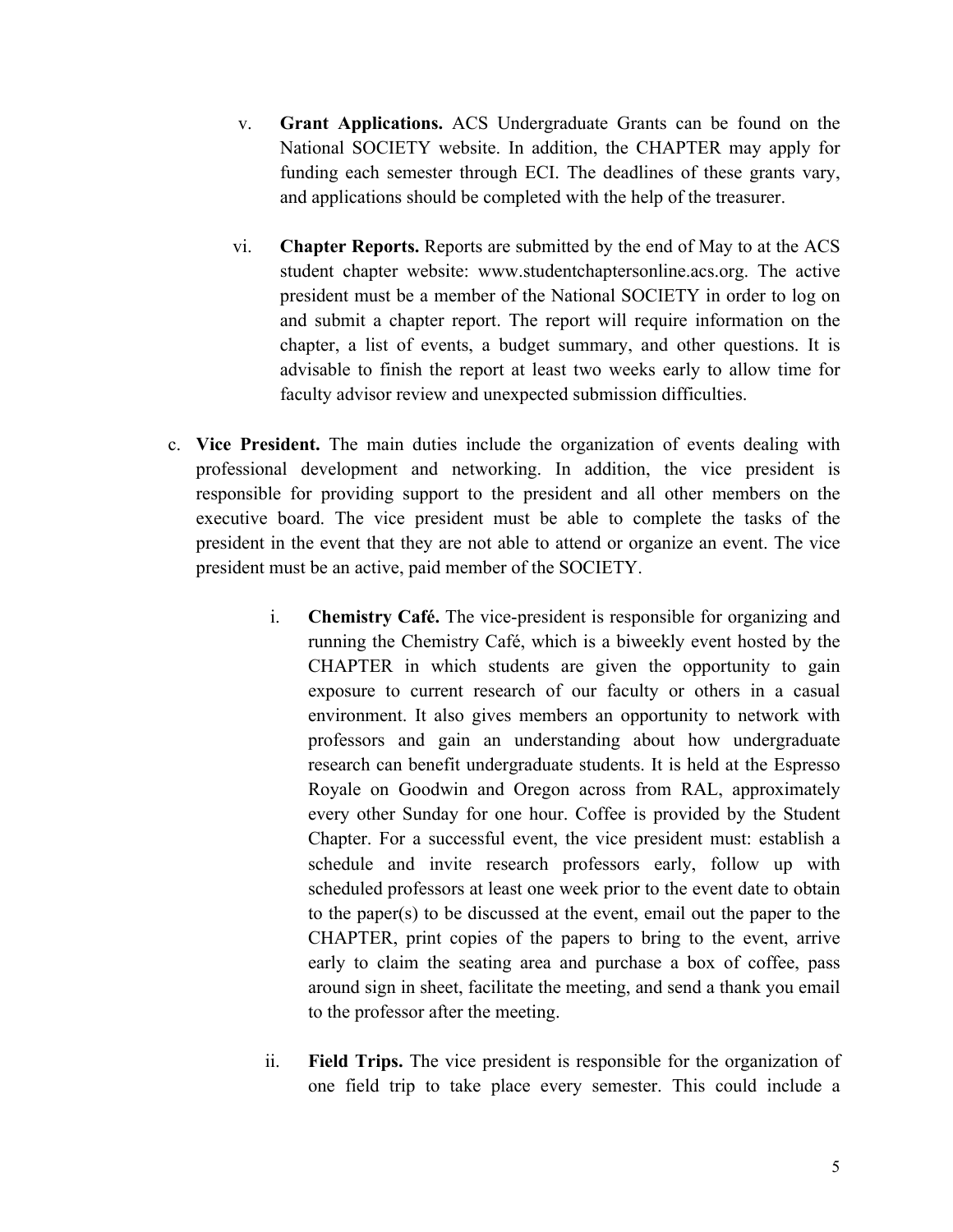v. **Grant Applications.** ACS Undergraduate Grants can be found on the National SOCIETY website. In addition, the CHAPTER may apply for funding each semester through ECI. The deadlines of these grants vary, and applications should be completed with the help of the treasurer.

vi. **Chapter Reports.** Reports are submitted by the end of May to at the ACS student chapter website: www.studentchaptersonline.acs.org. The active president must be a member of the National SOCIETY in order to log on and submit a chapter report. The report will require information on the chapter, a list of events, a budget summary, and other questions. It is advisable to finish the report at least two weeks early to allow time for faculty advisor review and unexpected submission difficulties.

c. **Vice President.** The main duties include the organization of events dealing with professional development and networking. In addition, the vice president is responsible for providing support to the president and all other members on the executive board. The vice president must be able to complete the tasks of the president in the event that they are not able to attend or organize an event. The vice president must be an active, paid member of the SOCIETY.

i. **Chemistry Café.** The vice-president is responsible for organizing and running the Chemistry Café, which is a biweekly event hosted by the CHAPTER in which students are given the opportunity to gain exposure to current research of our faculty or others in a casual environment. It also gives members an opportunity to network with professors and gain an understanding about how undergraduate research can benefit undergraduate students. It is held at the Espresso Royale on Goodwin and Oregon across from RAL, approximately every other Sunday for one hour. Coffee is provided by the Student Chapter. For a successful event, the vice president must: establish a schedule and invite research professors early, follow up with scheduled professors at least one week prior to the event date to obtain to the paper(s) to be discussed at the event, email out the paper to the CHAPTER, print copies of the papers to bring to the event, arrive early to claim the seating area and purchase a box of coffee, pass around sign in sheet, facilitate the meeting, and send a thank you email to the professor after the meeting.

ii. **Field Trips.** The vice president is responsible for the organization of one field trip to take place every semester. This could include a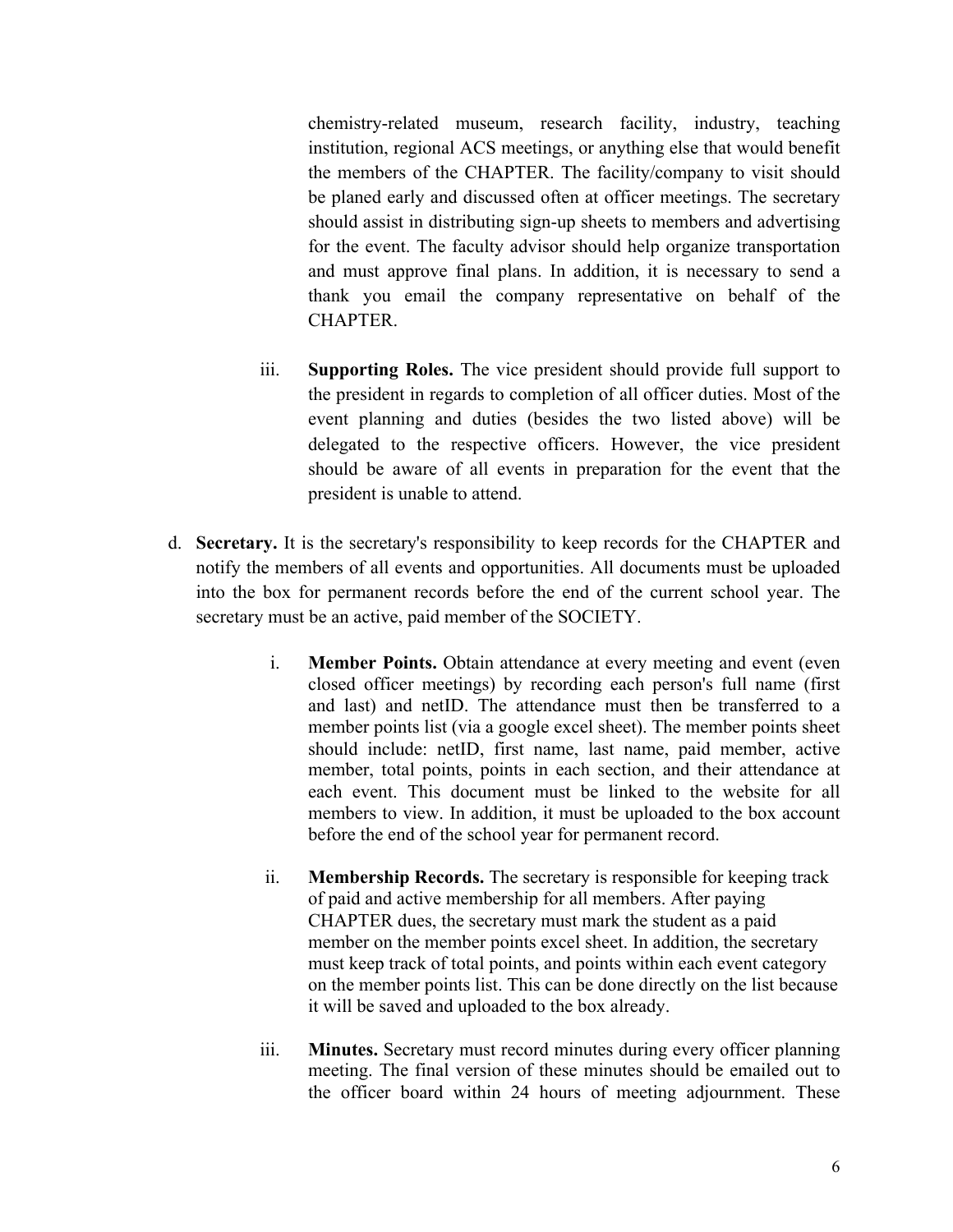chemistry-related museum, research facility, industry, teaching institution, regional ACS meetings, or anything else that would benefit the members of the CHAPTER. The facility/company to visit should be planed early and discussed often at officer meetings. The secretary should assist in distributing sign-up sheets to members and advertising for the event. The faculty advisor should help organize transportation and must approve final plans. In addition, it is necessary to send a thank you email the company representative on behalf of the CHAPTER.

iii. **Supporting Roles.** The vice president should provide full support to the president in regards to completion of all officer duties. Most of the event planning and duties (besides the two listed above) will be delegated to the respective officers. However, the vice president should be aware of all events in preparation for the event that the president is unable to attend.

d. **Secretary.** It is the secretary's responsibility to keep records for the CHAPTER and notify the members of all events and opportunities. All documents must be uploaded into the box for permanent records before the end of the current school year. The secretary must be an active, paid member of the SOCIETY.

   i. **Member Points.** Obtain attendance at every meeting and event (even closed officer meetings) by recording each person's full name (first and last) and netID. The attendance must then be transferred to a member points list (via a google excel sheet). The member points sheet should include: netID, first name, last name, paid member, active member, total points, points in each section, and their attendance at each event. This document must be linked to the website for all members to view. In addition, it must be uploaded to the box account before the end of the school year for permanent record.

   ii. **Membership Records.** The secretary is responsible for keeping track of paid and active membership for all members. After paying CHAPTER dues, the secretary must mark the student as a paid member on the member points excel sheet. In addition, the secretary must keep track of total points, and points within each event category on the member points list. This can be done directly on the list because it will be saved and uploaded to the box already.

   iii. **Minutes.** Secretary must record minutes during every officer planning meeting. The final version of these minutes should be emailed out to the officer board within 24 hours of meeting adjournment. These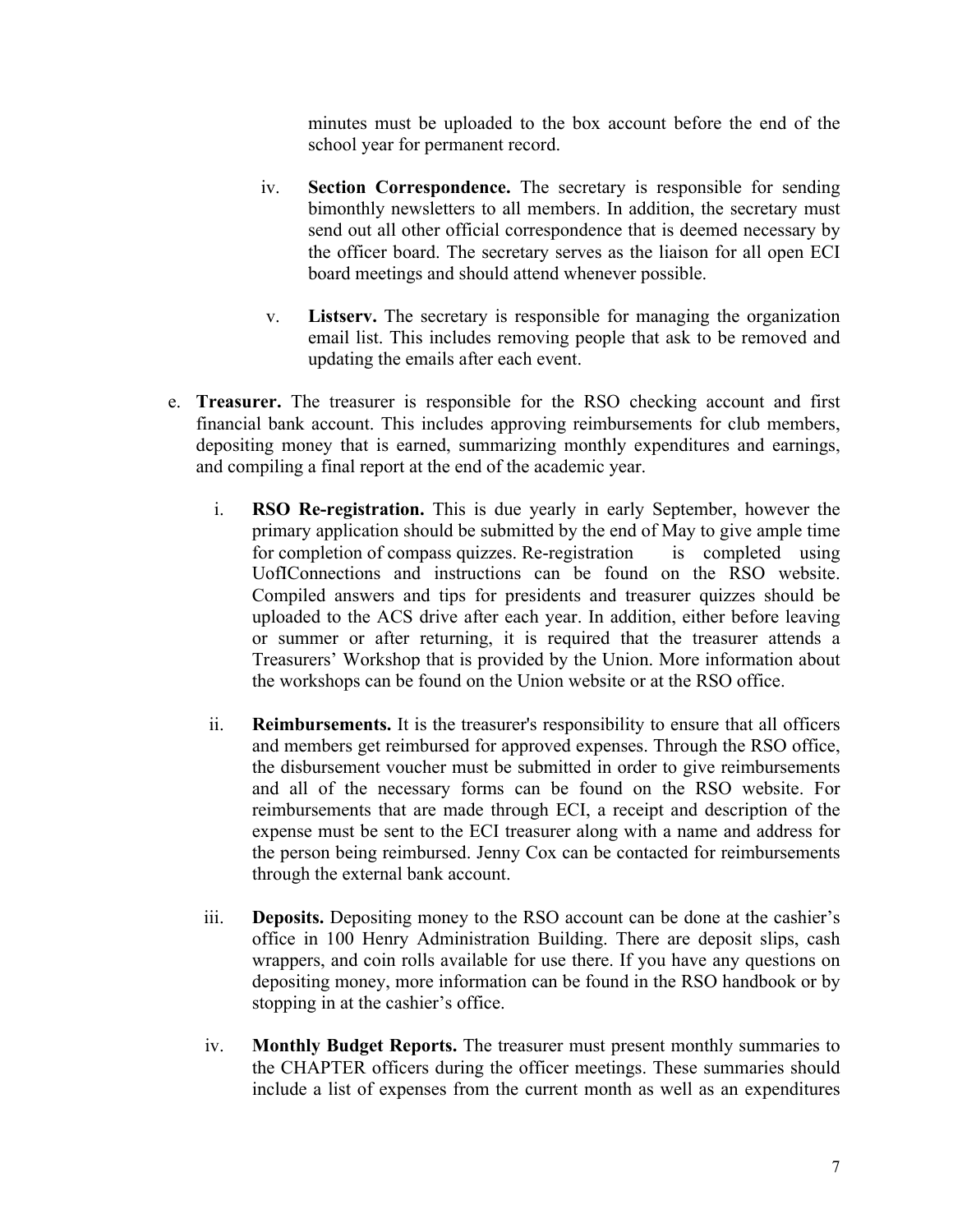minutes must be uploaded to the box account before the end of the school year for permanent record.

iv. **Section Correspondence.** The secretary is responsible for sending bimonthly newsletters to all members. In addition, the secretary must send out all other official correspondence that is deemed necessary by the officer board. The secretary serves as the liaison for all open ECI board meetings and should attend whenever possible.

v. **Listserv.** The secretary is responsible for managing the organization email list. This includes removing people that ask to be removed and updating the emails after each event.

e. **Treasurer.** The treasurer is responsible for the RSO checking account and first financial bank account. This includes approving reimbursements for club members, depositing money that is earned, summarizing monthly expenditures and earnings, and compiling a final report at the end of the academic year.

i. **RSO Re-registration.** This is due yearly in early September, however the primary application should be submitted by the end of May to give ample time for completion of compass quizzes. Re-registration is completed using UofIConnections and instructions can be found on the RSO website. Compiled answers and tips for presidents and treasurer quizzes should be uploaded to the ACS drive after each year. In addition, either before leaving or summer or after returning, it is required that the treasurer attends a Treasurers' Workshop that is provided by the Union. More information about the workshops can be found on the Union website or at the RSO office.

ii. **Reimbursements.** It is the treasurer's responsibility to ensure that all officers and members get reimbursed for approved expenses. Through the RSO office, the disbursement voucher must be submitted in order to give reimbursements and all of the necessary forms can be found on the RSO website. For reimbursements that are made through ECI, a receipt and description of the expense must be sent to the ECI treasurer along with a name and address for the person being reimbursed. Jenny Cox can be contacted for reimbursements through the external bank account.

iii. **Deposits.** Depositing money to the RSO account can be done at the cashier's office in 100 Henry Administration Building. There are deposit slips, cash wrappers, and coin rolls available for use there. If you have any questions on depositing money, more information can be found in the RSO handbook or by stopping in at the cashier's office.

iv. **Monthly Budget Reports.** The treasurer must present monthly summaries to the CHAPTER officers during the officer meetings. These summaries should include a list of expenses from the current month as well as an expenditures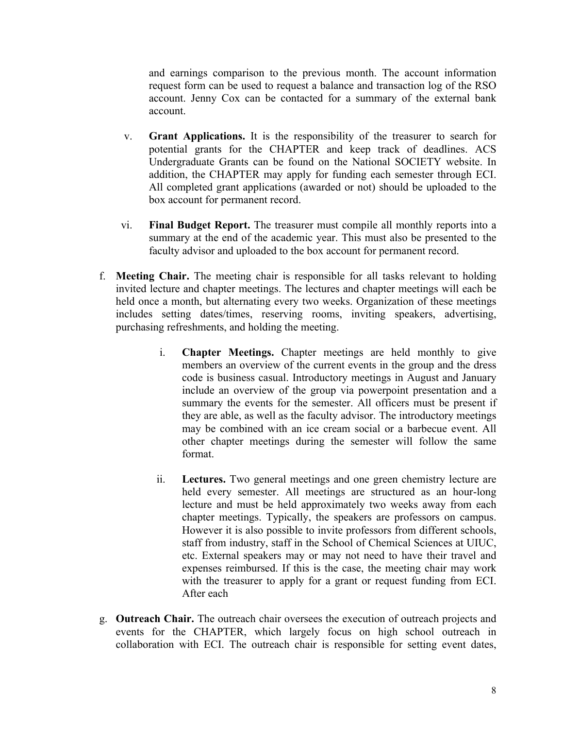and earnings comparison to the previous month. The account information request form can be used to request a balance and transaction log of the RSO account. Jenny Cox can be contacted for a summary of the external bank account.

v. **Grant Applications.** It is the responsibility of the treasurer to search for potential grants for the CHAPTER and keep track of deadlines. ACS Undergraduate Grants can be found on the National SOCIETY website. In addition, the CHAPTER may apply for funding each semester through ECI. All completed grant applications (awarded or not) should be uploaded to the box account for permanent record.

vi. **Final Budget Report.** The treasurer must compile all monthly reports into a summary at the end of the academic year. This must also be presented to the faculty advisor and uploaded to the box account for permanent record.

f. **Meeting Chair.** The meeting chair is responsible for all tasks relevant to holding invited lecture and chapter meetings. The lectures and chapter meetings will each be held once a month, but alternating every two weeks. Organization of these meetings includes setting dates/times, reserving rooms, inviting speakers, advertising, purchasing refreshments, and holding the meeting.

i. **Chapter Meetings.** Chapter meetings are held monthly to give members an overview of the current events in the group and the dress code is business casual. Introductory meetings in August and January include an overview of the group via powerpoint presentation and a summary the events for the semester. All officers must be present if they are able, as well as the faculty advisor. The introductory meetings may be combined with an ice cream social or a barbecue event. All other chapter meetings during the semester will follow the same format.

ii. **Lectures.** Two general meetings and one green chemistry lecture are held every semester. All meetings are structured as an hour-long lecture and must be held approximately two weeks away from each chapter meetings. Typically, the speakers are professors on campus. However it is also possible to invite professors from different schools, staff from industry, staff in the School of Chemical Sciences at UIUC, etc. External speakers may or may not need to have their travel and expenses reimbursed. If this is the case, the meeting chair may work with the treasurer to apply for a grant or request funding from ECI. After each

g. **Outreach Chair.** The outreach chair oversees the execution of outreach projects and events for the CHAPTER, which largely focus on high school outreach in collaboration with ECI. The outreach chair is responsible for setting event dates,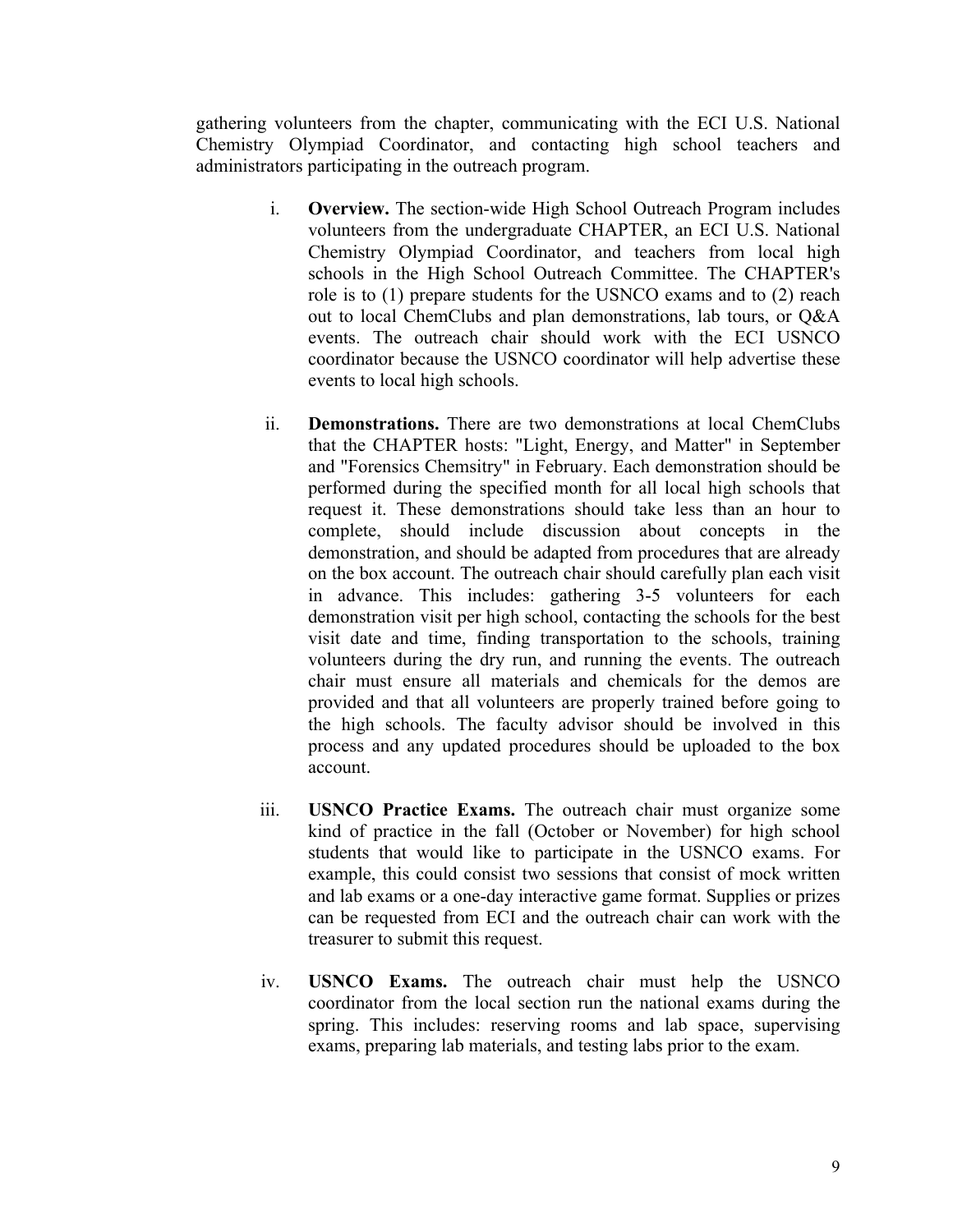gathering volunteers from the chapter, communicating with the ECI U.S. National Chemistry Olympiad Coordinator, and contacting high school teachers and administrators participating in the outreach program.

i. **Overview.** The section-wide High School Outreach Program includes volunteers from the undergraduate CHAPTER, an ECI U.S. National Chemistry Olympiad Coordinator, and teachers from local high schools in the High School Outreach Committee. The CHAPTER's role is to (1) prepare students for the USNCO exams and to (2) reach out to local ChemClubs and plan demonstrations, lab tours, or Q&A events. The outreach chair should work with the ECI USNCO coordinator because the USNCO coordinator will help advertise these events to local high schools.

ii. **Demonstrations.** There are two demonstrations at local ChemClubs that the CHAPTER hosts: "Light, Energy, and Matter" in September and "Forensics Chemsitry" in February. Each demonstration should be performed during the specified month for all local high schools that request it. These demonstrations should take less than an hour to complete, should include discussion about concepts in the demonstration, and should be adapted from procedures that are already on the box account. The outreach chair should carefully plan each visit in advance. This includes: gathering 3-5 volunteers for each demonstration visit per high school, contacting the schools for the best visit date and time, finding transportation to the schools, training volunteers during the dry run, and running the events. The outreach chair must ensure all materials and chemicals for the demos are provided and that all volunteers are properly trained before going to the high schools. The faculty advisor should be involved in this process and any updated procedures should be uploaded to the box account.

iii. **USNCO Practice Exams.** The outreach chair must organize some kind of practice in the fall (October or November) for high school students that would like to participate in the USNCO exams. For example, this could consist two sessions that consist of mock written and lab exams or a one-day interactive game format. Supplies or prizes can be requested from ECI and the outreach chair can work with the treasurer to submit this request.

iv. **USNCO Exams.** The outreach chair must help the USNCO coordinator from the local section run the national exams during the spring. This includes: reserving rooms and lab space, supervising exams, preparing lab materials, and testing labs prior to the exam.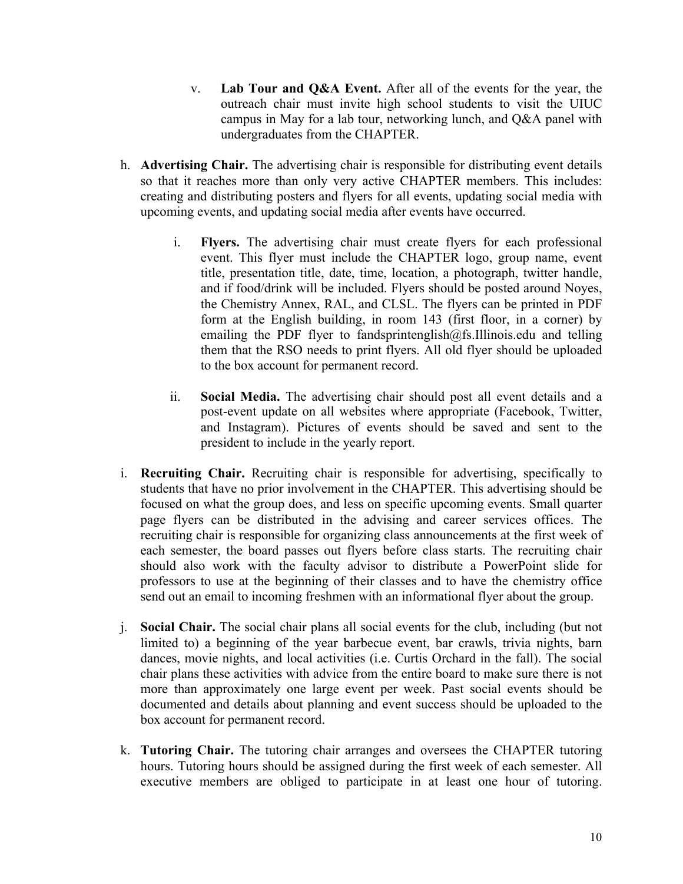v. **Lab Tour and Q&A Event.** After all of the events for the year, the outreach chair must invite high school students to visit the UIUC campus in May for a lab tour, networking lunch, and Q&A panel with undergraduates from the CHAPTER.

h. **Advertising Chair.** The advertising chair is responsible for distributing event details so that it reaches more than only very active CHAPTER members. This includes: creating and distributing posters and flyers for all events, updating social media with upcoming events, and updating social media after events have occurred.

   i. **Flyers.** The advertising chair must create flyers for each professional event. This flyer must include the CHAPTER logo, group name, event title, presentation title, date, time, location, a photograph, twitter handle, and if food/drink will be included. Flyers should be posted around Noyes, the Chemistry Annex, RAL, and CLSL. The flyers can be printed in PDF form at the English building, in room 143 (first floor, in a corner) by emailing the PDF flyer to fandsprintenglish@fs.Illinois.edu and telling them that the RSO needs to print flyers. All old flyer should be uploaded to the box account for permanent record.

   ii. **Social Media.** The advertising chair should post all event details and a post-event update on all websites where appropriate (Facebook, Twitter, and Instagram). Pictures of events should be saved and sent to the president to include in the yearly report.

i. **Recruiting Chair.** Recruiting chair is responsible for advertising, specifically to students that have no prior involvement in the CHAPTER. This advertising should be focused on what the group does, and less on specific upcoming events. Small quarter page flyers can be distributed in the advising and career services offices. The recruiting chair is responsible for organizing class announcements at the first week of each semester, the board passes out flyers before class starts. The recruiting chair should also work with the faculty advisor to distribute a PowerPoint slide for professors to use at the beginning of their classes and to have the chemistry office send out an email to incoming freshmen with an informational flyer about the group.

j. **Social Chair.** The social chair plans all social events for the club, including (but not limited to) a beginning of the year barbecue event, bar crawls, trivia nights, barn dances, movie nights, and local activities (i.e. Curtis Orchard in the fall). The social chair plans these activities with advice from the entire board to make sure there is not more than approximately one large event per week. Past social events should be documented and details about planning and event success should be uploaded to the box account for permanent record.

k. **Tutoring Chair.** The tutoring chair arranges and oversees the CHAPTER tutoring hours. Tutoring hours should be assigned during the first week of each semester. All executive members are obliged to participate in at least one hour of tutoring.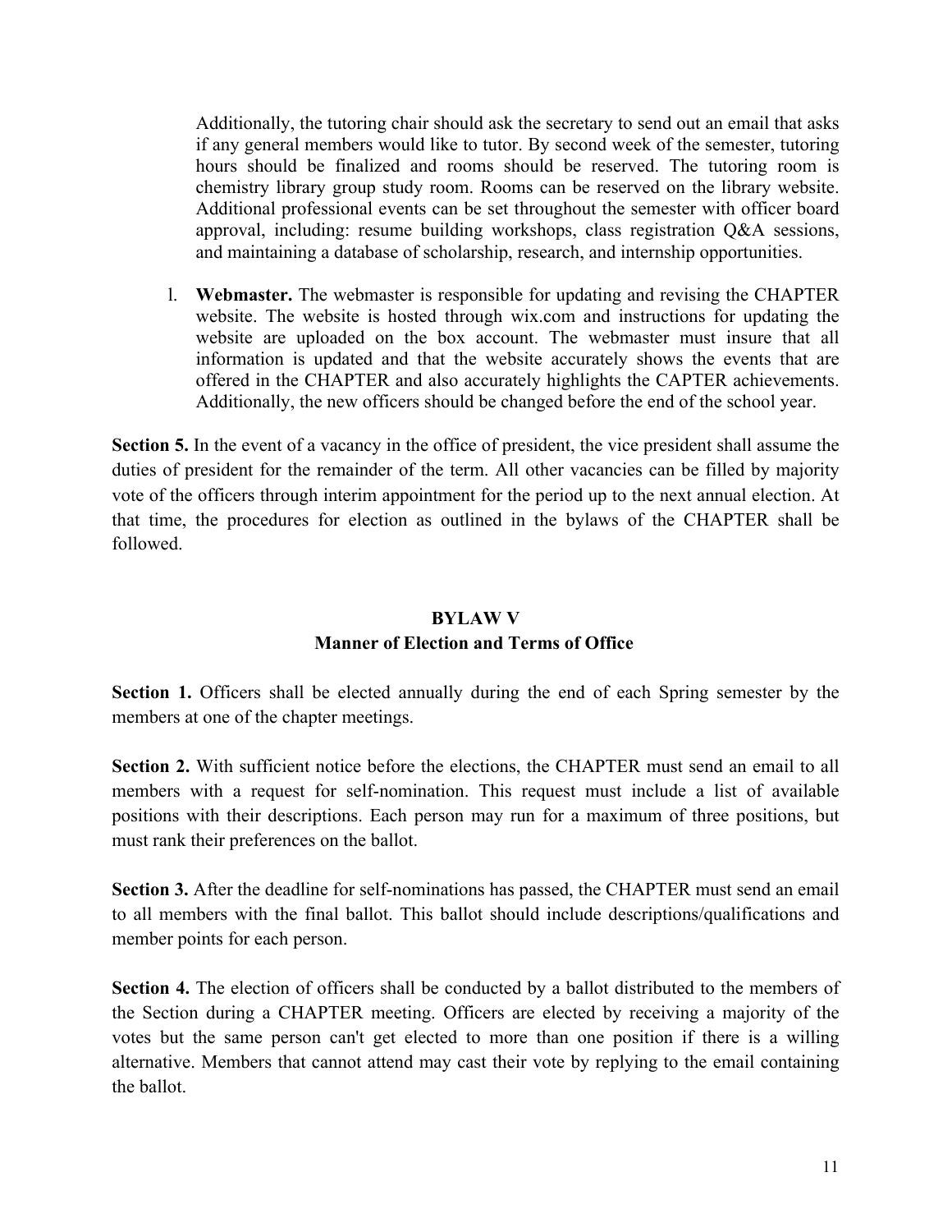Additionally, the tutoring chair should ask the secretary to send out an email that asks if any general members would like to tutor. By second week of the semester, tutoring hours should be finalized and rooms should be reserved. The tutoring room is chemistry library group study room. Rooms can be reserved on the library website. Additional professional events can be set throughout the semester with officer board approval, including: resume building workshops, class registration Q&A sessions, and maintaining a database of scholarship, research, and internship opportunities.

l. **Webmaster.** The webmaster is responsible for updating and revising the CHAPTER website. The website is hosted through wix.com and instructions for updating the website are uploaded on the box account. The webmaster must insure that all information is updated and that the website accurately shows the events that are offered in the CHAPTER and also accurately highlights the CAPTER achievements. Additionally, the new officers should be changed before the end of the school year.

**Section 5.** In the event of a vacancy in the office of president, the vice president shall assume the duties of president for the remainder of the term. All other vacancies can be filled by majority vote of the officers through interim appointment for the period up to the next annual election. At that time, the procedures for election as outlined in the bylaws of the CHAPTER shall be followed.

## BYLAW V
## Manner of Election and Terms of Office

**Section 1.** Officers shall be elected annually during the end of each Spring semester by the members at one of the chapter meetings.

**Section 2.** With sufficient notice before the elections, the CHAPTER must send an email to all members with a request for self-nomination. This request must include a list of available positions with their descriptions. Each person may run for a maximum of three positions, but must rank their preferences on the ballot.

**Section 3.** After the deadline for self-nominations has passed, the CHAPTER must send an email to all members with the final ballot. This ballot should include descriptions/qualifications and member points for each person.

**Section 4.** The election of officers shall be conducted by a ballot distributed to the members of the Section during a CHAPTER meeting. Officers are elected by receiving a majority of the votes but the same person can't get elected to more than one position if there is a willing alternative. Members that cannot attend may cast their vote by replying to the email containing the ballot.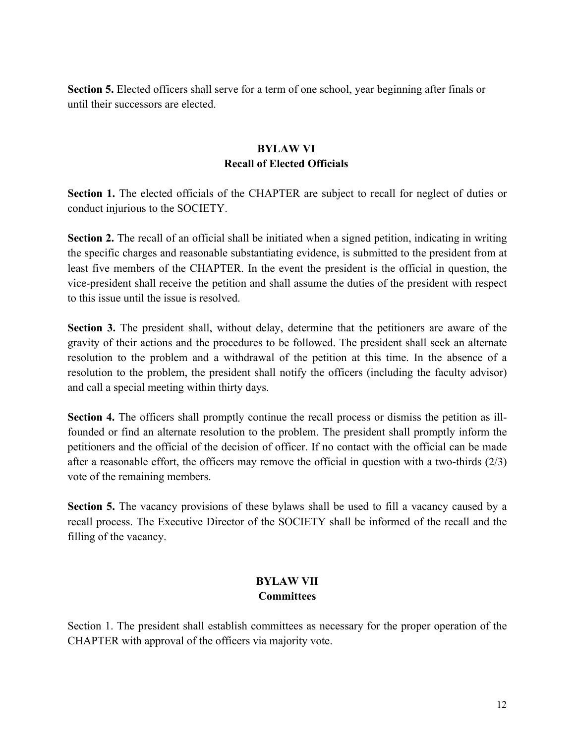**Section 5.** Elected officers shall serve for a term of one school, year beginning after finals or until their successors are elected.

## BYLAW VI
## Recall of Elected Officials

**Section 1.** The elected officials of the CHAPTER are subject to recall for neglect of duties or conduct injurious to the SOCIETY.

**Section 2.** The recall of an official shall be initiated when a signed petition, indicating in writing the specific charges and reasonable substantiating evidence, is submitted to the president from at least five members of the CHAPTER. In the event the president is the official in question, the vice-president shall receive the petition and shall assume the duties of the president with respect to this issue until the issue is resolved.

**Section 3.** The president shall, without delay, determine that the petitioners are aware of the gravity of their actions and the procedures to be followed. The president shall seek an alternate resolution to the problem and a withdrawal of the petition at this time. In the absence of a resolution to the problem, the president shall notify the officers (including the faculty advisor) and call a special meeting within thirty days.

**Section 4.** The officers shall promptly continue the recall process or dismiss the petition as ill-founded or find an alternate resolution to the problem. The president shall promptly inform the petitioners and the official of the decision of officer. If no contact with the official can be made after a reasonable effort, the officers may remove the official in question with a two-thirds (2/3) vote of the remaining members.

**Section 5.** The vacancy provisions of these bylaws shall be used to fill a vacancy caused by a recall process. The Executive Director of the SOCIETY shall be informed of the recall and the filling of the vacancy.

## BYLAW VII
## Committees

Section 1. The president shall establish committees as necessary for the proper operation of the CHAPTER with approval of the officers via majority vote.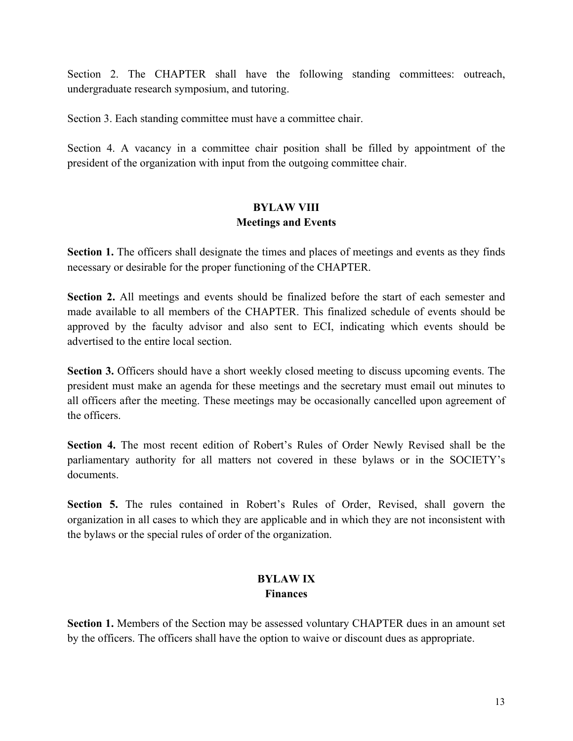Section 2. The CHAPTER shall have the following standing committees: outreach, undergraduate research symposium, and tutoring.

Section 3. Each standing committee must have a committee chair.

Section 4. A vacancy in a committee chair position shall be filled by appointment of the president of the organization with input from the outgoing committee chair.

## BYLAW VIII
## Meetings and Events

**Section 1.** The officers shall designate the times and places of meetings and events as they finds necessary or desirable for the proper functioning of the CHAPTER.

**Section 2.** All meetings and events should be finalized before the start of each semester and made available to all members of the CHAPTER. This finalized schedule of events should be approved by the faculty advisor and also sent to ECI, indicating which events should be advertised to the entire local section.

**Section 3.** Officers should have a short weekly closed meeting to discuss upcoming events. The president must make an agenda for these meetings and the secretary must email out minutes to all officers after the meeting. These meetings may be occasionally cancelled upon agreement of the officers.

**Section 4.** The most recent edition of Robert's Rules of Order Newly Revised shall be the parliamentary authority for all matters not covered in these bylaws or in the SOCIETY's documents.

**Section 5.** The rules contained in Robert's Rules of Order, Revised, shall govern the organization in all cases to which they are applicable and in which they are not inconsistent with the bylaws or the special rules of order of the organization.

## BYLAW IX
## Finances

**Section 1.** Members of the Section may be assessed voluntary CHAPTER dues in an amount set by the officers. The officers shall have the option to waive or discount dues as appropriate.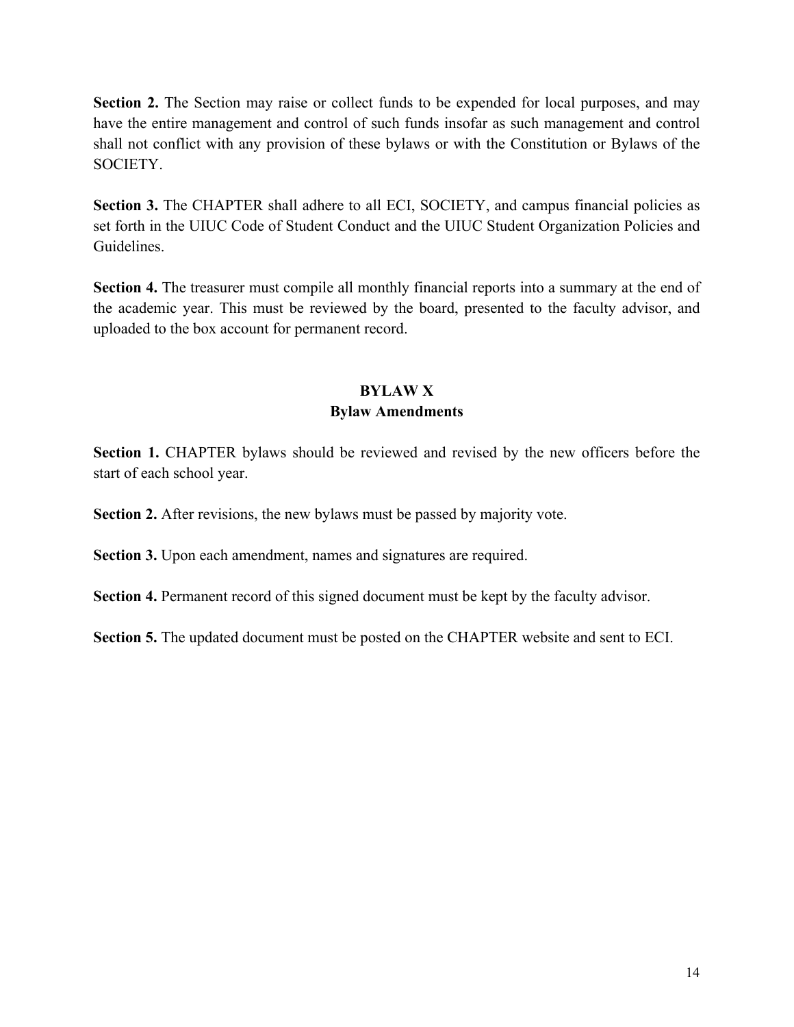**Section 2.** The Section may raise or collect funds to be expended for local purposes, and may have the entire management and control of such funds insofar as such management and control shall not conflict with any provision of these bylaws or with the Constitution or Bylaws of the SOCIETY.

**Section 3.** The CHAPTER shall adhere to all ECI, SOCIETY, and campus financial policies as set forth in the UIUC Code of Student Conduct and the UIUC Student Organization Policies and Guidelines.

**Section 4.** The treasurer must compile all monthly financial reports into a summary at the end of the academic year. This must be reviewed by the board, presented to the faculty advisor, and uploaded to the box account for permanent record.

## BYLAW X
## Bylaw Amendments

**Section 1.** CHAPTER bylaws should be reviewed and revised by the new officers before the start of each school year.

**Section 2.** After revisions, the new bylaws must be passed by majority vote.

**Section 3.** Upon each amendment, names and signatures are required.

**Section 4.** Permanent record of this signed document must be kept by the faculty advisor.

**Section 5.** The updated document must be posted on the CHAPTER website and sent to ECI.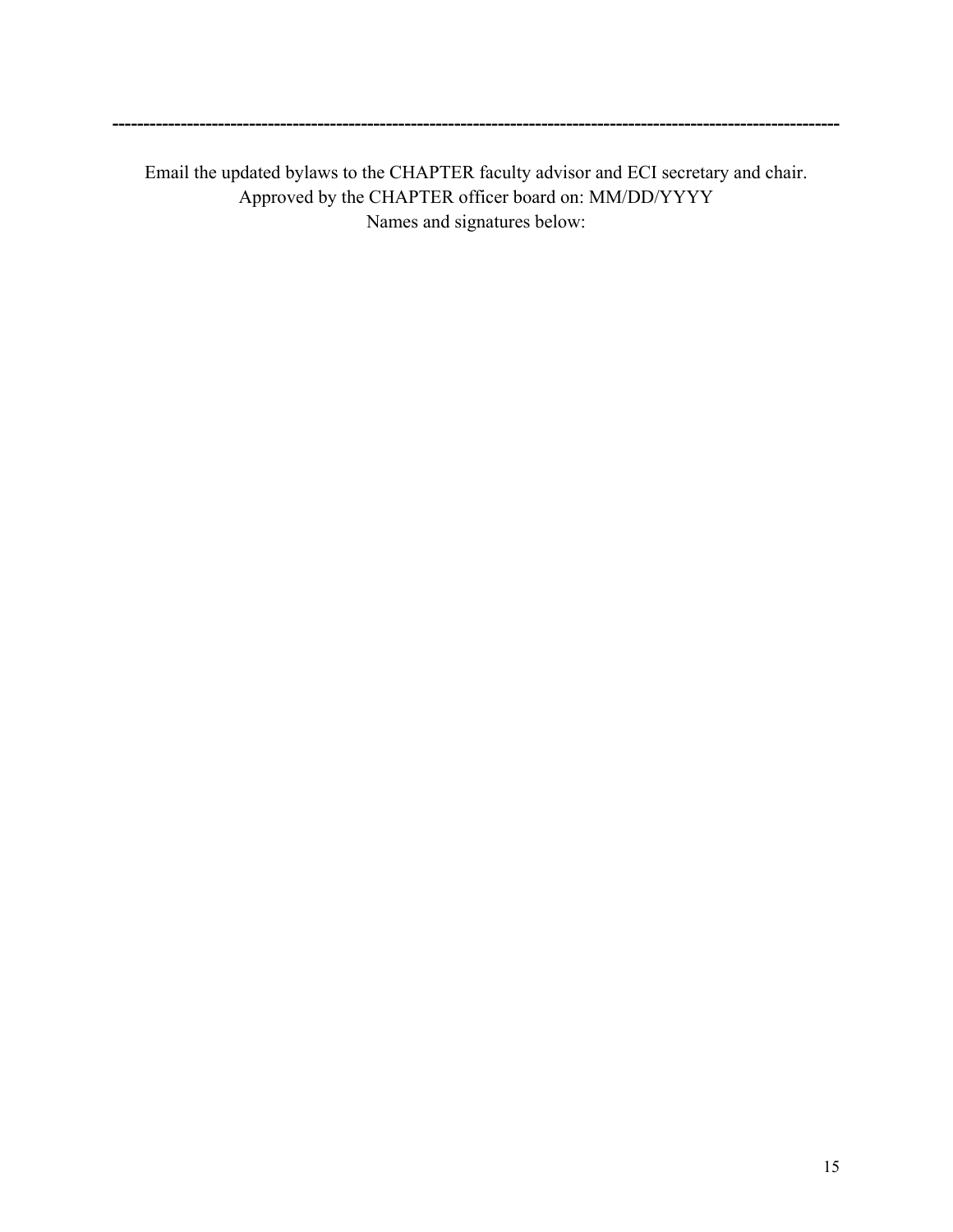---

Email the updated bylaws to the CHAPTER faculty advisor and ECI secretary and chair.
Approved by the CHAPTER officer board on: MM/DD/YYYY
Names and signatures below: